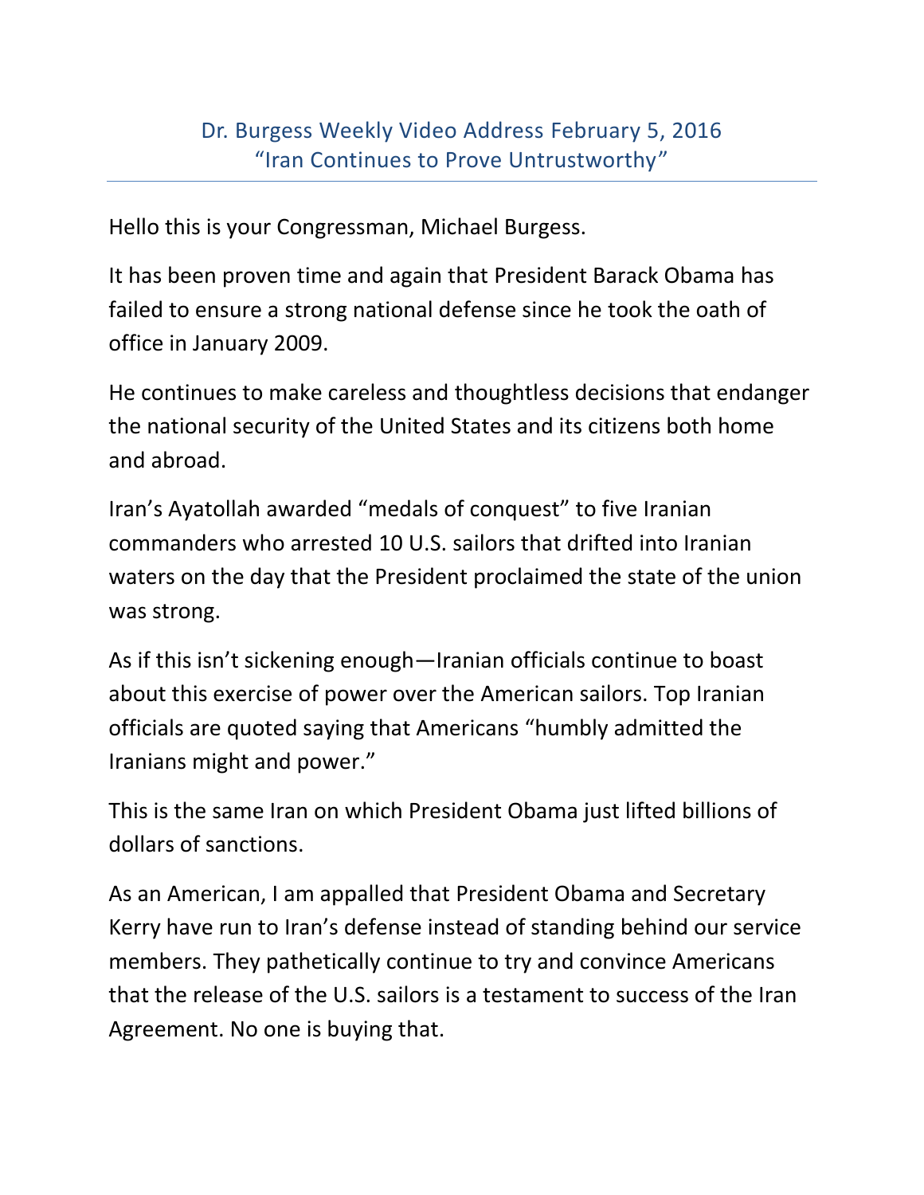# Dr. Burgess Weekly Video Address February 5, 2016
## "Iran Continues to Prove Untrustworthy"

---

Hello this is your Congressman, Michael Burgess.

It has been proven time and again that President Barack Obama has failed to ensure a strong national defense since he took the oath of office in January 2009.

He continues to make careless and thoughtless decisions that endanger the national security of the United States and its citizens both home and abroad.

Iran's Ayatollah awarded "medals of conquest" to five Iranian commanders who arrested 10 U.S. sailors that drifted into Iranian waters on the day that the President proclaimed the state of the union was strong.

As if this isn't sickening enough—Iranian officials continue to boast about this exercise of power over the American sailors. Top Iranian officials are quoted saying that Americans "humbly admitted the Iranians might and power."

This is the same Iran on which President Obama just lifted billions of dollars of sanctions.

As an American, I am appalled that President Obama and Secretary Kerry have run to Iran's defense instead of standing behind our service members. They pathetically continue to try and convince Americans that the release of the U.S. sailors is a testament to success of the Iran Agreement. No one is buying that.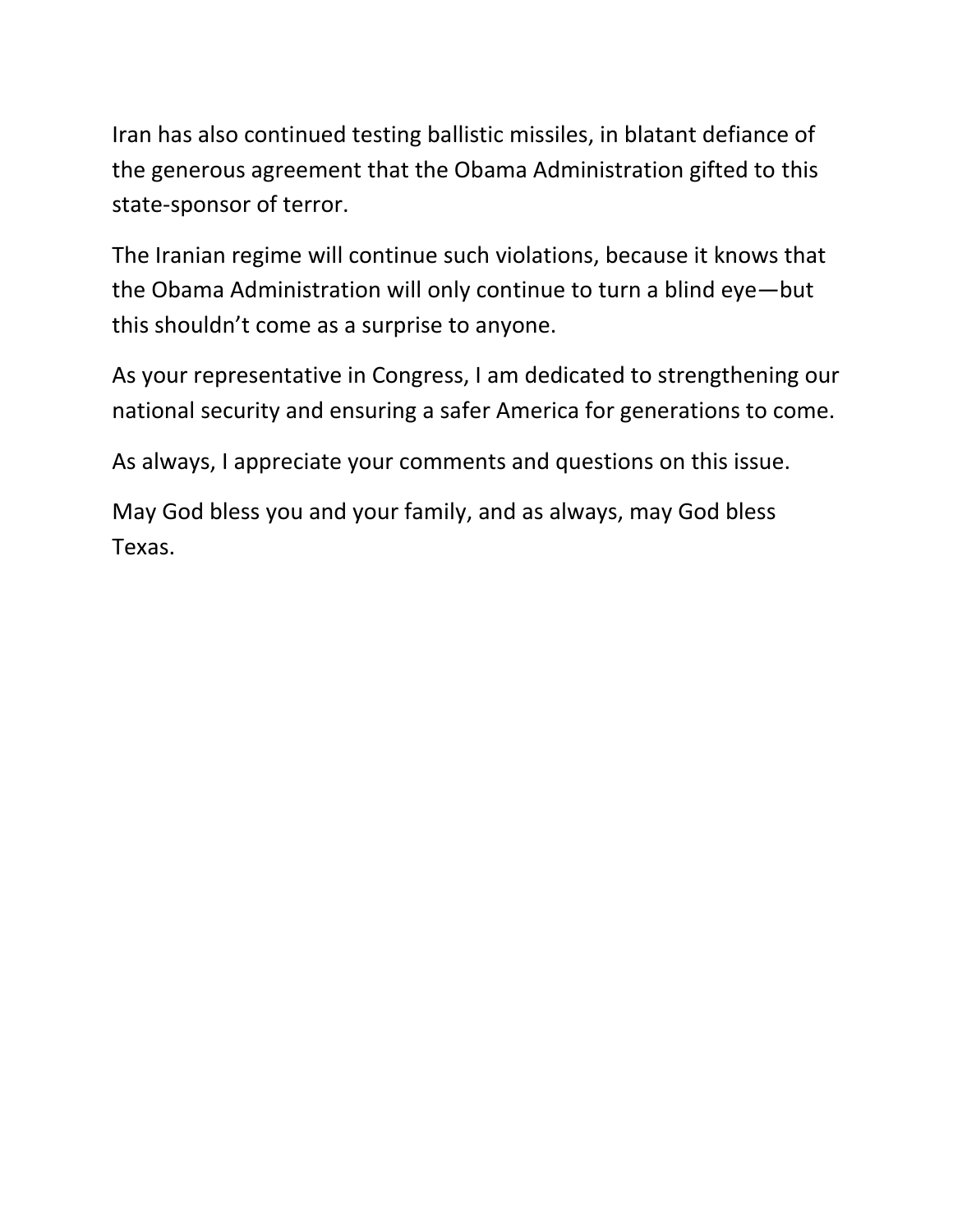Iran has also continued testing ballistic missiles, in blatant defiance of the generous agreement that the Obama Administration gifted to this state-sponsor of terror.

The Iranian regime will continue such violations, because it knows that the Obama Administration will only continue to turn a blind eye—but this shouldn't come as a surprise to anyone.

As your representative in Congress, I am dedicated to strengthening our national security and ensuring a safer America for generations to come.

As always, I appreciate your comments and questions on this issue.

May God bless you and your family, and as always, may God bless Texas.